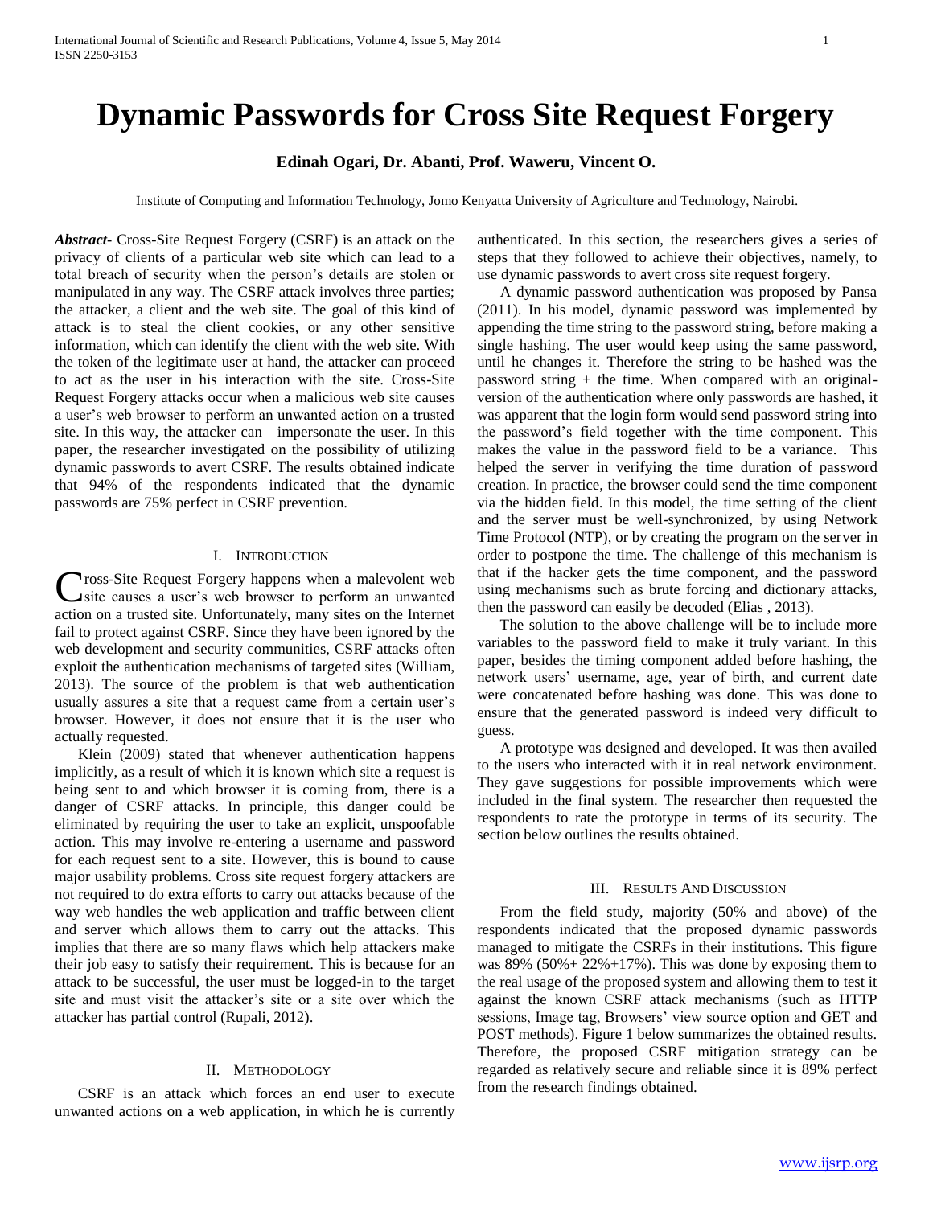# Dynamic Passwords for Cross Site Request Forgery

**Edinah Ogari, Dr. Abanti, Prof. Waweru, Vincent O.**

Institute of Computing and Information Technology, Jomo Kenyatta University of Agriculture and Technology, Nairobi.

***Abstract*-** Cross-Site Request Forgery (CSRF) is an attack on the privacy of clients of a particular web site which can lead to a total breach of security when the person's details are stolen or manipulated in any way. The CSRF attack involves three parties; the attacker, a client and the web site. The goal of this kind of attack is to steal the client cookies, or any other sensitive information, which can identify the client with the web site. With the token of the legitimate user at hand, the attacker can proceed to act as the user in his interaction with the site. Cross-Site Request Forgery attacks occur when a malicious web site causes a user's web browser to perform an unwanted action on a trusted site. In this way, the attacker can impersonate the user. In this paper, the researcher investigated on the possibility of utilizing dynamic passwords to avert CSRF. The results obtained indicate that 94% of the respondents indicated that the dynamic passwords are 75% perfect in CSRF prevention.

## I. Introduction

Cross-Site Request Forgery happens when a malevolent web site causes a user's web browser to perform an unwanted action on a trusted site. Unfortunately, many sites on the Internet fail to protect against CSRF. Since they have been ignored by the web development and security communities, CSRF attacks often exploit the authentication mechanisms of targeted sites (William, 2013). The source of the problem is that web authentication usually assures a site that a request came from a certain user's browser. However, it does not ensure that it is the user who actually requested.

Klein (2009) stated that whenever authentication happens implicitly, as a result of which it is known which site a request is being sent to and which browser it is coming from, there is a danger of CSRF attacks. In principle, this danger could be eliminated by requiring the user to take an explicit, unspoofable action. This may involve re-entering a username and password for each request sent to a site. However, this is bound to cause major usability problems. Cross site request forgery attackers are not required to do extra efforts to carry out attacks because of the way web handles the web application and traffic between client and server which allows them to carry out the attacks. This implies that there are so many flaws which help attackers make their job easy to satisfy their requirement. This is because for an attack to be successful, the user must be logged-in to the target site and must visit the attacker's site or a site over which the attacker has partial control (Rupali, 2012).

## II. Methodology

CSRF is an attack which forces an end user to execute unwanted actions on a web application, in which he is currently authenticated. In this section, the researchers gives a series of steps that they followed to achieve their objectives, namely, to use dynamic passwords to avert cross site request forgery.

A dynamic password authentication was proposed by Pansa (2011). In his model, dynamic password was implemented by appending the time string to the password string, before making a single hashing. The user would keep using the same password, until he changes it. Therefore the string to be hashed was the password string + the time. When compared with an original-version of the authentication where only passwords are hashed, it was apparent that the login form would send password string into the password's field together with the time component. This makes the value in the password field to be a variance. This helped the server in verifying the time duration of password creation. In practice, the browser could send the time component via the hidden field. In this model, the time setting of the client and the server must be well-synchronized, by using Network Time Protocol (NTP), or by creating the program on the server in order to postpone the time. The challenge of this mechanism is that if the hacker gets the time component, and the password using mechanisms such as brute forcing and dictionary attacks, then the password can easily be decoded (Elias , 2013).

The solution to the above challenge will be to include more variables to the password field to make it truly variant. In this paper, besides the timing component added before hashing, the network users' username, age, year of birth, and current date were concatenated before hashing was done. This was done to ensure that the generated password is indeed very difficult to guess.

A prototype was designed and developed. It was then availed to the users who interacted with it in real network environment. They gave suggestions for possible improvements which were included in the final system. The researcher then requested the respondents to rate the prototype in terms of its security. The section below outlines the results obtained.

## III. Results And Discussion

From the field study, majority (50% and above) of the respondents indicated that the proposed dynamic passwords managed to mitigate the CSRFs in their institutions. This figure was 89% (50%+ 22%+17%). This was done by exposing them to the real usage of the proposed system and allowing them to test it against the known CSRF attack mechanisms (such as HTTP sessions, Image tag, Browsers' view source option and GET and POST methods). Figure 1 below summarizes the obtained results. Therefore, the proposed CSRF mitigation strategy can be regarded as relatively secure and reliable since it is 89% perfect from the research findings obtained.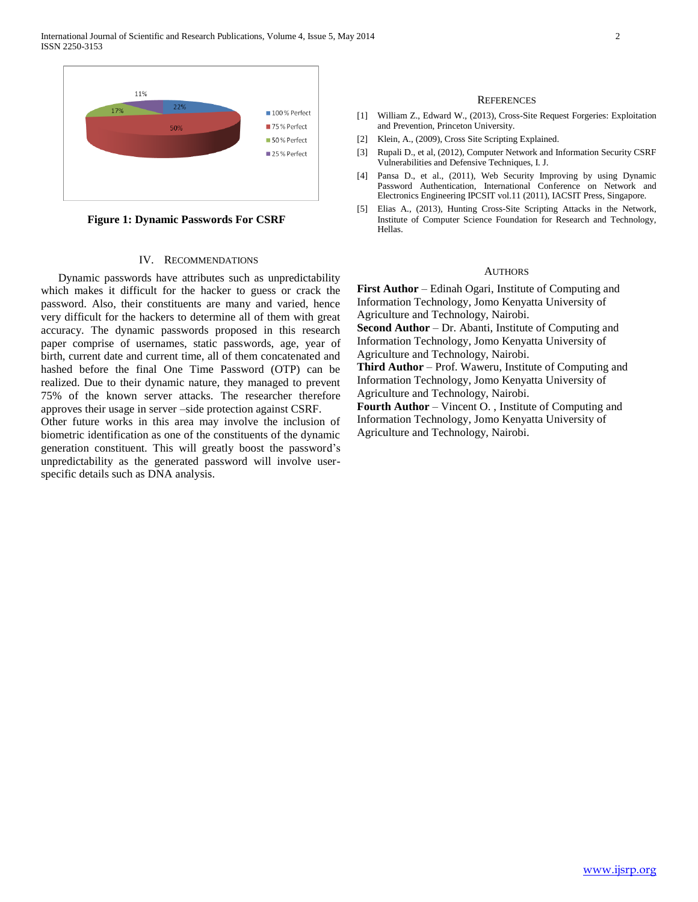11%

22%

17%

50%

100 % Perfect

75 % Perfect

50 % Perfect

25 % Perfect

**Figure 1: Dynamic Passwords For CSRF**

## IV. Recommendations

Dynamic passwords have attributes such as unpredictability which makes it difficult for the hacker to guess or crack the password. Also, their constituents are many and varied, hence very difficult for the hackers to determine all of them with great accuracy. The dynamic passwords proposed in this research paper comprise of usernames, static passwords, age, year of birth, current date and current time, all of them concatenated and hashed before the final One Time Password (OTP) can be realized. Due to their dynamic nature, they managed to prevent 75% of the known server attacks. The researcher therefore approves their usage in server –side protection against CSRF.

Other future works in this area may involve the inclusion of biometric identification as one of the constituents of the dynamic generation constituent. This will greatly boost the password's unpredictability as the generated password will involve user-specific details such as DNA analysis.

## References

[1] William Z., Edward W., (2013), Cross-Site Request Forgeries: Exploitation and Prevention, Princeton University.

[2] Klein, A., (2009), Cross Site Scripting Explained.

[3] Rupali D., et al, (2012), Computer Network and Information Security CSRF Vulnerabilities and Defensive Techniques, I. J.

[4] Pansa D., et al., (2011), Web Security Improving by using Dynamic Password Authentication, International Conference on Network and Electronics Engineering IPCSIT vol.11 (2011), IACSIT Press, Singapore.

[5] Elias A., (2013), Hunting Cross-Site Scripting Attacks in the Network, Institute of Computer Science Foundation for Research and Technology, Hellas.

## Authors

**First Author** – Edinah Ogari, Institute of Computing and Information Technology, Jomo Kenyatta University of Agriculture and Technology, Nairobi.

**Second Author** – Dr. Abanti, Institute of Computing and Information Technology, Jomo Kenyatta University of Agriculture and Technology, Nairobi.

**Third Author** – Prof. Waweru, Institute of Computing and Information Technology, Jomo Kenyatta University of Agriculture and Technology, Nairobi.

**Fourth Author** – Vincent O. , Institute of Computing and Information Technology, Jomo Kenyatta University of Agriculture and Technology, Nairobi.